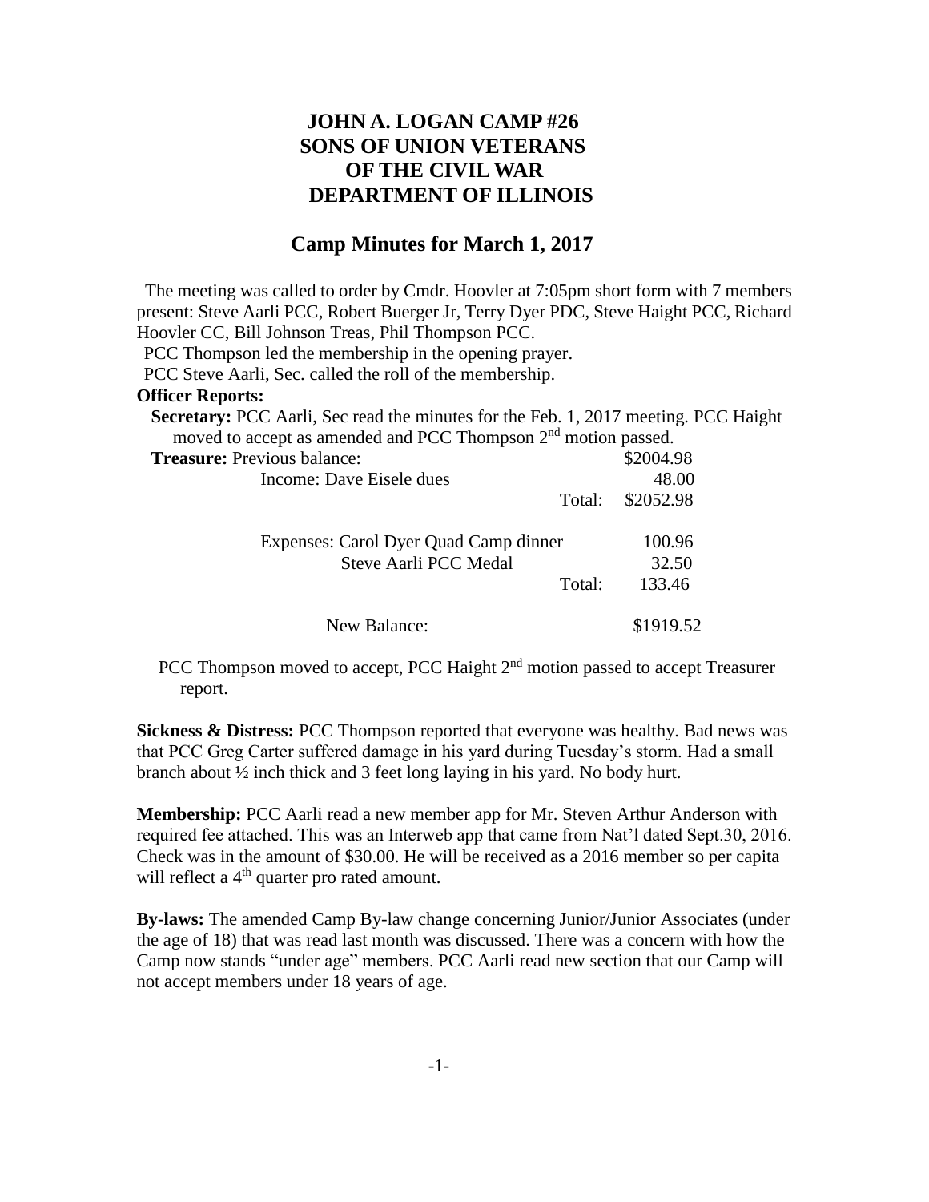# JOHN A. LOGAN CAMP #26
# SONS OF UNION VETERANS
# OF THE CIVIL WAR
# DEPARTMENT OF ILLINOIS

## Camp Minutes for March 1, 2017

The meeting was called to order by Cmdr. Hoovler at 7:05pm short form with 7 members present: Steve Aarli PCC, Robert Buerger Jr, Terry Dyer PDC, Steve Haight PCC, Richard Hoovler CC, Bill Johnson Treas, Phil Thompson PCC.

PCC Thompson led the membership in the opening prayer.

PCC Steve Aarli, Sec. called the roll of the membership.

**Officer Reports:**

**Secretary:** PCC Aarli, Sec read the minutes for the Feb. 1, 2017 meeting. PCC Haight moved to accept as amended and PCC Thompson 2nd motion passed.

| **Treasure:** Previous balance: | | $2004.98 |
| --- | --- | --- |
| Income: Dave Eisele dues | | 48.00 |
| | Total: | $2052.98 |
| Expenses: Carol Dyer Quad Camp dinner | | 100.96 |
| Steve Aarli PCC Medal | | 32.50 |
| | Total: | 133.46 |
| New Balance: | | $1919.52 |

PCC Thompson moved to accept, PCC Haight 2nd motion passed to accept Treasurer report.

**Sickness & Distress:** PCC Thompson reported that everyone was healthy. Bad news was that PCC Greg Carter suffered damage in his yard during Tuesday's storm. Had a small branch about ½ inch thick and 3 feet long laying in his yard. No body hurt.

**Membership:** PCC Aarli read a new member app for Mr. Steven Arthur Anderson with required fee attached. This was an Interweb app that came from Nat'l dated Sept.30, 2016. Check was in the amount of $30.00. He will be received as a 2016 member so per capita will reflect a 4th quarter pro rated amount.

**By-laws:** The amended Camp By-law change concerning Junior/Junior Associates (under the age of 18) that was read last month was discussed. There was a concern with how the Camp now stands "under age" members. PCC Aarli read new section that our Camp will not accept members under 18 years of age.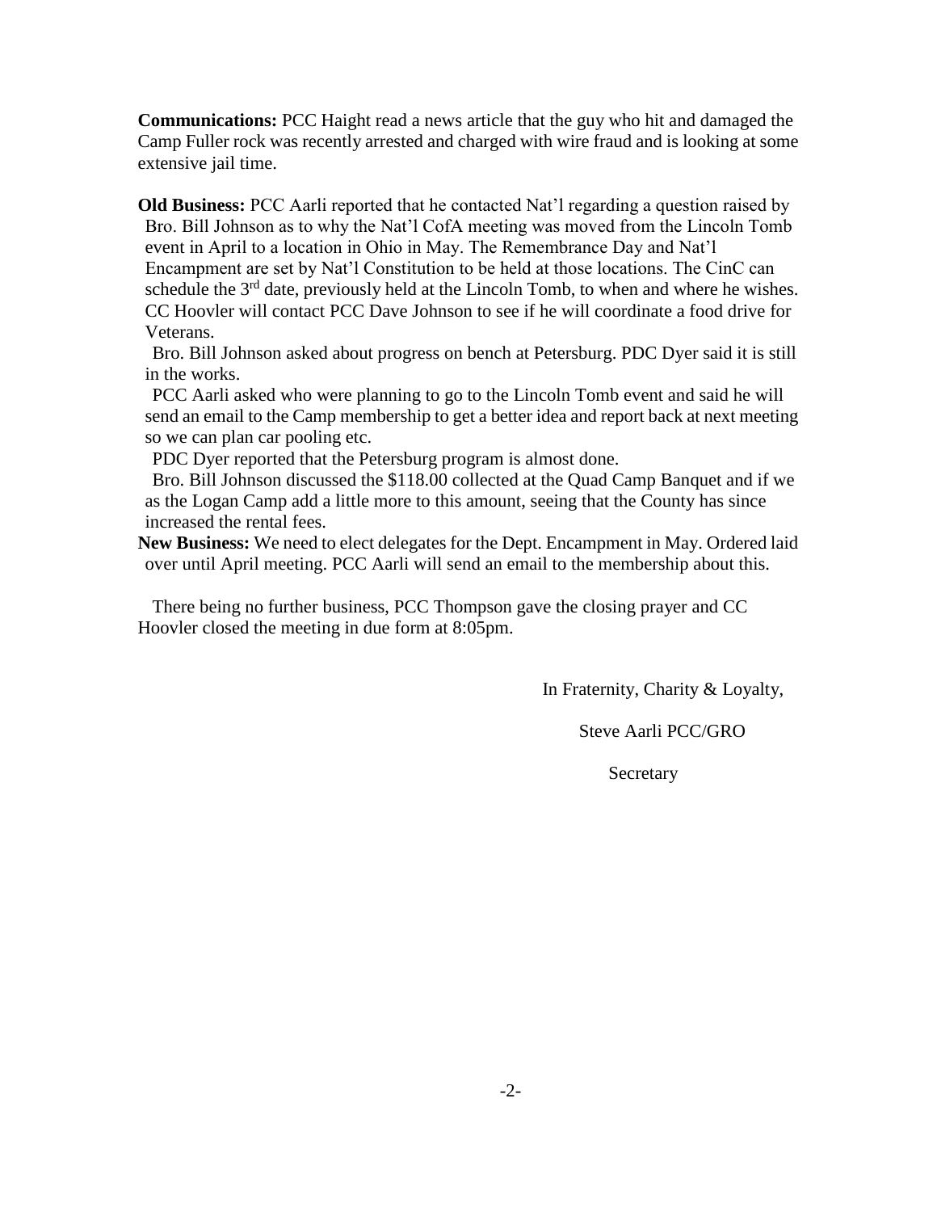**Communications:** PCC Haight read a news article that the guy who hit and damaged the Camp Fuller rock was recently arrested and charged with wire fraud and is looking at some extensive jail time.

**Old Business:** PCC Aarli reported that he contacted Nat'l regarding a question raised by Bro. Bill Johnson as to why the Nat'l CofA meeting was moved from the Lincoln Tomb event in April to a location in Ohio in May. The Remembrance Day and Nat'l Encampment are set by Nat'l Constitution to be held at those locations. The CinC can schedule the 3rd date, previously held at the Lincoln Tomb, to when and where he wishes. CC Hoovler will contact PCC Dave Johnson to see if he will coordinate a food drive for Veterans.

Bro. Bill Johnson asked about progress on bench at Petersburg. PDC Dyer said it is still in the works.

PCC Aarli asked who were planning to go to the Lincoln Tomb event and said he will send an email to the Camp membership to get a better idea and report back at next meeting so we can plan car pooling etc.

PDC Dyer reported that the Petersburg program is almost done.

Bro. Bill Johnson discussed the $118.00 collected at the Quad Camp Banquet and if we as the Logan Camp add a little more to this amount, seeing that the County has since increased the rental fees.

**New Business:** We need to elect delegates for the Dept. Encampment in May. Ordered laid over until April meeting. PCC Aarli will send an email to the membership about this.

There being no further business, PCC Thompson gave the closing prayer and CC Hoovler closed the meeting in due form at 8:05pm.

In Fraternity, Charity & Loyalty,

Steve Aarli PCC/GRO

Secretary